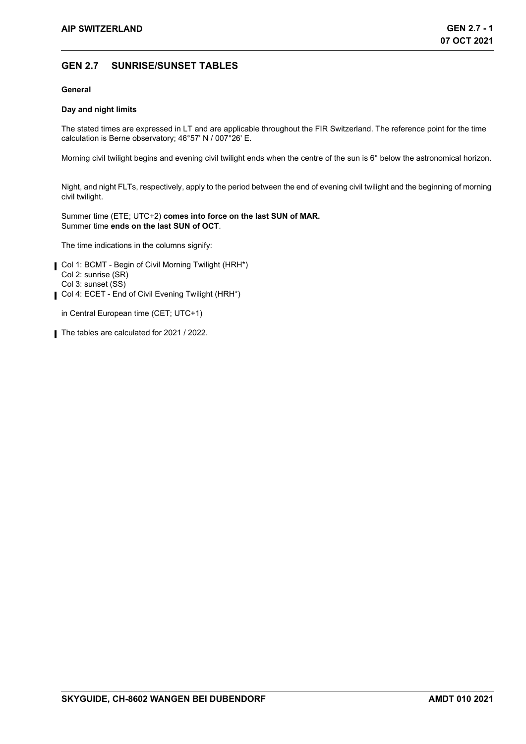# GEN 2.7 SUNRISE/SUNSET TABLES

**General**

**Day and night limits**

The stated times are expressed in LT and are applicable throughout the FIR Switzerland. The reference point for the time calculation is Berne observatory; 46°57' N / 007°26' E.

Morning civil twilight begins and evening civil twilight ends when the centre of the sun is 6° below the astronomical horizon.

Night, and night FLTs, respectively, apply to the period between the end of evening civil twilight and the beginning of morning civil twilight.

Summer time (ETE; UTC+2) **comes into force on the last SUN of MAR.**
Summer time **ends on the last SUN of OCT**.

The time indications in the columns signify:

Col 1: BCMT - Begin of Civil Morning Twilight (HRH*)
Col 2: sunrise (SR)
Col 3: sunset (SS)
Col 4: ECET - End of Civil Evening Twilight (HRH*)

in Central European time (CET; UTC+1)

The tables are calculated for 2021 / 2022.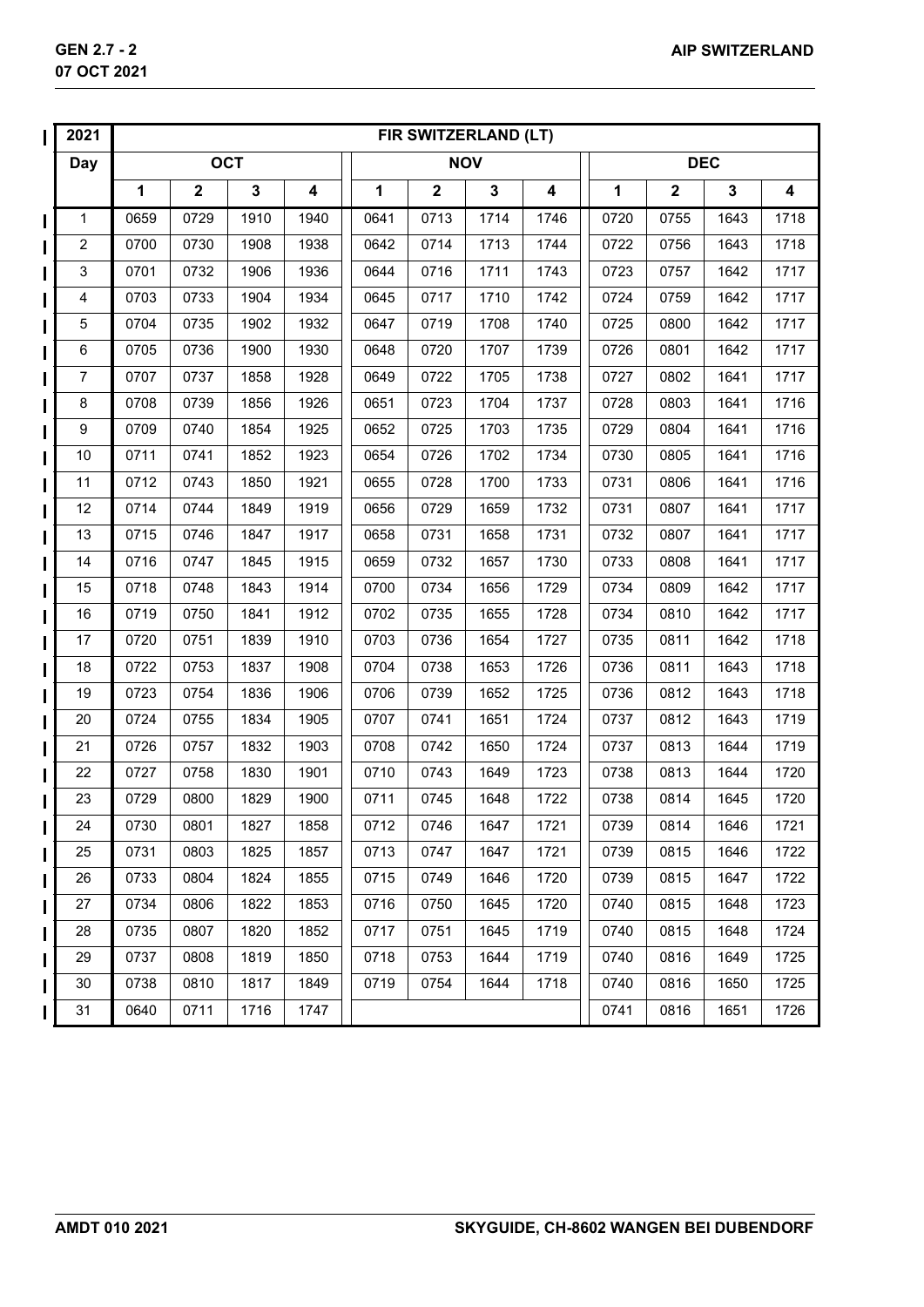| 2021 | FIR SWITZERLAND (LT) | | | | | | | | | | | |
|---|---|---|---|---|---|---|---|---|---|---|---|---|
| Day | OCT | | | | NOV | | | | DEC | | | |
| | 1 | 2 | 3 | 4 | 1 | 2 | 3 | 4 | 1 | 2 | 3 | 4 |
| 1 | 0659 | 0729 | 1910 | 1940 | 0641 | 0713 | 1714 | 1746 | 0720 | 0755 | 1643 | 1718 |
| 2 | 0700 | 0730 | 1908 | 1938 | 0642 | 0714 | 1713 | 1744 | 0722 | 0756 | 1643 | 1718 |
| 3 | 0701 | 0732 | 1906 | 1936 | 0644 | 0716 | 1711 | 1743 | 0723 | 0757 | 1642 | 1717 |
| 4 | 0703 | 0733 | 1904 | 1934 | 0645 | 0717 | 1710 | 1742 | 0724 | 0759 | 1642 | 1717 |
| 5 | 0704 | 0735 | 1902 | 1932 | 0647 | 0719 | 1708 | 1740 | 0725 | 0800 | 1642 | 1717 |
| 6 | 0705 | 0736 | 1900 | 1930 | 0648 | 0720 | 1707 | 1739 | 0726 | 0801 | 1642 | 1717 |
| 7 | 0707 | 0737 | 1858 | 1928 | 0649 | 0722 | 1705 | 1738 | 0727 | 0802 | 1641 | 1717 |
| 8 | 0708 | 0739 | 1856 | 1926 | 0651 | 0723 | 1704 | 1737 | 0728 | 0803 | 1641 | 1716 |
| 9 | 0709 | 0740 | 1854 | 1925 | 0652 | 0725 | 1703 | 1735 | 0729 | 0804 | 1641 | 1716 |
| 10 | 0711 | 0741 | 1852 | 1923 | 0654 | 0726 | 1702 | 1734 | 0730 | 0805 | 1641 | 1716 |
| 11 | 0712 | 0743 | 1850 | 1921 | 0655 | 0728 | 1700 | 1733 | 0731 | 0806 | 1641 | 1716 |
| 12 | 0714 | 0744 | 1849 | 1919 | 0656 | 0729 | 1659 | 1732 | 0731 | 0807 | 1641 | 1717 |
| 13 | 0715 | 0746 | 1847 | 1917 | 0658 | 0731 | 1658 | 1731 | 0732 | 0807 | 1641 | 1717 |
| 14 | 0716 | 0747 | 1845 | 1915 | 0659 | 0732 | 1657 | 1730 | 0733 | 0808 | 1641 | 1717 |
| 15 | 0718 | 0748 | 1843 | 1914 | 0700 | 0734 | 1656 | 1729 | 0734 | 0809 | 1642 | 1717 |
| 16 | 0719 | 0750 | 1841 | 1912 | 0702 | 0735 | 1655 | 1728 | 0734 | 0810 | 1642 | 1717 |
| 17 | 0720 | 0751 | 1839 | 1910 | 0703 | 0736 | 1654 | 1727 | 0735 | 0811 | 1642 | 1718 |
| 18 | 0722 | 0753 | 1837 | 1908 | 0704 | 0738 | 1653 | 1726 | 0736 | 0811 | 1643 | 1718 |
| 19 | 0723 | 0754 | 1836 | 1906 | 0706 | 0739 | 1652 | 1725 | 0736 | 0812 | 1643 | 1718 |
| 20 | 0724 | 0755 | 1834 | 1905 | 0707 | 0741 | 1651 | 1724 | 0737 | 0812 | 1643 | 1719 |
| 21 | 0726 | 0757 | 1832 | 1903 | 0708 | 0742 | 1650 | 1724 | 0737 | 0813 | 1644 | 1719 |
| 22 | 0727 | 0758 | 1830 | 1901 | 0710 | 0743 | 1649 | 1723 | 0738 | 0813 | 1644 | 1720 |
| 23 | 0729 | 0800 | 1829 | 1900 | 0711 | 0745 | 1648 | 1722 | 0738 | 0814 | 1645 | 1720 |
| 24 | 0730 | 0801 | 1827 | 1858 | 0712 | 0746 | 1647 | 1721 | 0739 | 0814 | 1646 | 1721 |
| 25 | 0731 | 0803 | 1825 | 1857 | 0713 | 0747 | 1647 | 1721 | 0739 | 0815 | 1646 | 1722 |
| 26 | 0733 | 0804 | 1824 | 1855 | 0715 | 0749 | 1646 | 1720 | 0739 | 0815 | 1647 | 1722 |
| 27 | 0734 | 0806 | 1822 | 1853 | 0716 | 0750 | 1645 | 1720 | 0740 | 0815 | 1648 | 1723 |
| 28 | 0735 | 0807 | 1820 | 1852 | 0717 | 0751 | 1645 | 1719 | 0740 | 0815 | 1648 | 1724 |
| 29 | 0737 | 0808 | 1819 | 1850 | 0718 | 0753 | 1644 | 1719 | 0740 | 0816 | 1649 | 1725 |
| 30 | 0738 | 0810 | 1817 | 1849 | 0719 | 0754 | 1644 | 1718 | 0740 | 0816 | 1650 | 1725 |
| 31 | 0640 | 0711 | 1716 | 1747 | | | | | 0741 | 0816 | 1651 | 1726 |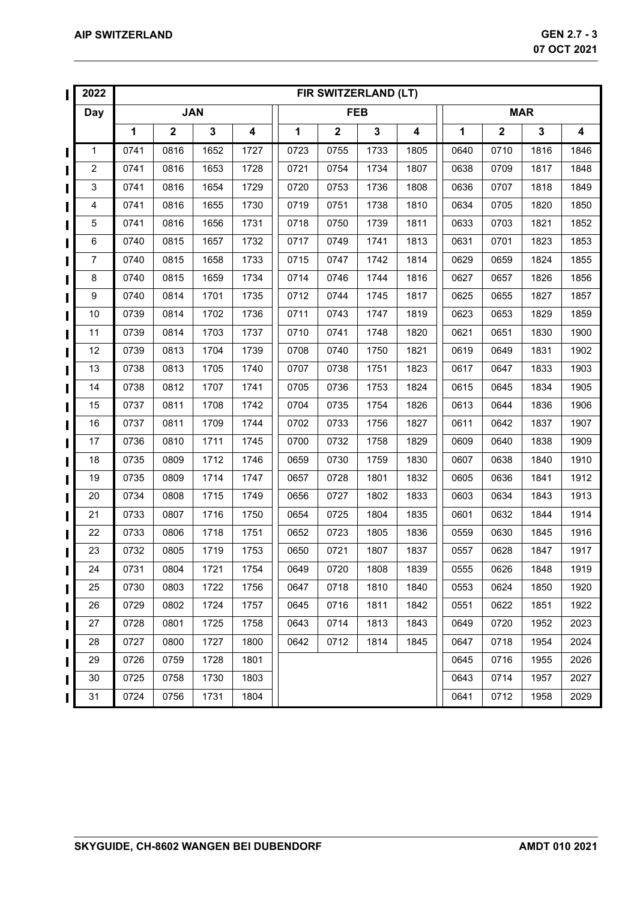| 2022 | FIR SWITZERLAND (LT) | | | | | | | | | | | |
|---|---|---|---|---|---|---|---|---|---|---|---|---|
| Day | JAN | | | | FEB | | | | MAR | | | |
| | 1 | 2 | 3 | 4 | 1 | 2 | 3 | 4 | 1 | 2 | 3 | 4 |
| 1 | 0741 | 0816 | 1652 | 1727 | 0723 | 0755 | 1733 | 1805 | 0640 | 0710 | 1816 | 1846 |
| 2 | 0741 | 0816 | 1653 | 1728 | 0721 | 0754 | 1734 | 1807 | 0638 | 0709 | 1817 | 1848 |
| 3 | 0741 | 0816 | 1654 | 1729 | 0720 | 0753 | 1736 | 1808 | 0636 | 0707 | 1818 | 1849 |
| 4 | 0741 | 0816 | 1655 | 1730 | 0719 | 0751 | 1738 | 1810 | 0634 | 0705 | 1820 | 1850 |
| 5 | 0741 | 0816 | 1656 | 1731 | 0718 | 0750 | 1739 | 1811 | 0633 | 0703 | 1821 | 1852 |
| 6 | 0740 | 0815 | 1657 | 1732 | 0717 | 0749 | 1741 | 1813 | 0631 | 0701 | 1823 | 1853 |
| 7 | 0740 | 0815 | 1658 | 1733 | 0715 | 0747 | 1742 | 1814 | 0629 | 0659 | 1824 | 1855 |
| 8 | 0740 | 0815 | 1659 | 1734 | 0714 | 0746 | 1744 | 1816 | 0627 | 0657 | 1826 | 1856 |
| 9 | 0740 | 0814 | 1701 | 1735 | 0712 | 0744 | 1745 | 1817 | 0625 | 0655 | 1827 | 1857 |
| 10 | 0739 | 0814 | 1702 | 1736 | 0711 | 0743 | 1747 | 1819 | 0623 | 0653 | 1829 | 1859 |
| 11 | 0739 | 0814 | 1703 | 1737 | 0710 | 0741 | 1748 | 1820 | 0621 | 0651 | 1830 | 1900 |
| 12 | 0739 | 0813 | 1704 | 1739 | 0708 | 0740 | 1750 | 1821 | 0619 | 0649 | 1831 | 1902 |
| 13 | 0738 | 0813 | 1705 | 1740 | 0707 | 0738 | 1751 | 1823 | 0617 | 0647 | 1833 | 1903 |
| 14 | 0738 | 0812 | 1707 | 1741 | 0705 | 0736 | 1753 | 1824 | 0615 | 0645 | 1834 | 1905 |
| 15 | 0737 | 0811 | 1708 | 1742 | 0704 | 0735 | 1754 | 1826 | 0613 | 0644 | 1836 | 1906 |
| 16 | 0737 | 0811 | 1709 | 1744 | 0702 | 0733 | 1756 | 1827 | 0611 | 0642 | 1837 | 1907 |
| 17 | 0736 | 0810 | 1711 | 1745 | 0700 | 0732 | 1758 | 1829 | 0609 | 0640 | 1838 | 1909 |
| 18 | 0735 | 0809 | 1712 | 1746 | 0659 | 0730 | 1759 | 1830 | 0607 | 0638 | 1840 | 1910 |
| 19 | 0735 | 0809 | 1714 | 1747 | 0657 | 0728 | 1801 | 1832 | 0605 | 0636 | 1841 | 1912 |
| 20 | 0734 | 0808 | 1715 | 1749 | 0656 | 0727 | 1802 | 1833 | 0603 | 0634 | 1843 | 1913 |
| 21 | 0733 | 0807 | 1716 | 1750 | 0654 | 0725 | 1804 | 1835 | 0601 | 0632 | 1844 | 1914 |
| 22 | 0733 | 0806 | 1718 | 1751 | 0652 | 0723 | 1805 | 1836 | 0559 | 0630 | 1845 | 1916 |
| 23 | 0732 | 0805 | 1719 | 1753 | 0650 | 0721 | 1807 | 1837 | 0557 | 0628 | 1847 | 1917 |
| 24 | 0731 | 0804 | 1721 | 1754 | 0649 | 0720 | 1808 | 1839 | 0555 | 0626 | 1848 | 1919 |
| 25 | 0730 | 0803 | 1722 | 1756 | 0647 | 0718 | 1810 | 1840 | 0553 | 0624 | 1850 | 1920 |
| 26 | 0729 | 0802 | 1724 | 1757 | 0645 | 0716 | 1811 | 1842 | 0551 | 0622 | 1851 | 1922 |
| 27 | 0728 | 0801 | 1725 | 1758 | 0643 | 0714 | 1813 | 1843 | 0649 | 0720 | 1952 | 2023 |
| 28 | 0727 | 0800 | 1727 | 1800 | 0642 | 0712 | 1814 | 1845 | 0647 | 0718 | 1954 | 2024 |
| 29 | 0726 | 0759 | 1728 | 1801 | | | | | 0645 | 0716 | 1955 | 2026 |
| 30 | 0725 | 0758 | 1730 | 1803 | | | | | 0643 | 0714 | 1957 | 2027 |
| 31 | 0724 | 0756 | 1731 | 1804 | | | | | 0641 | 0712 | 1958 | 2029 |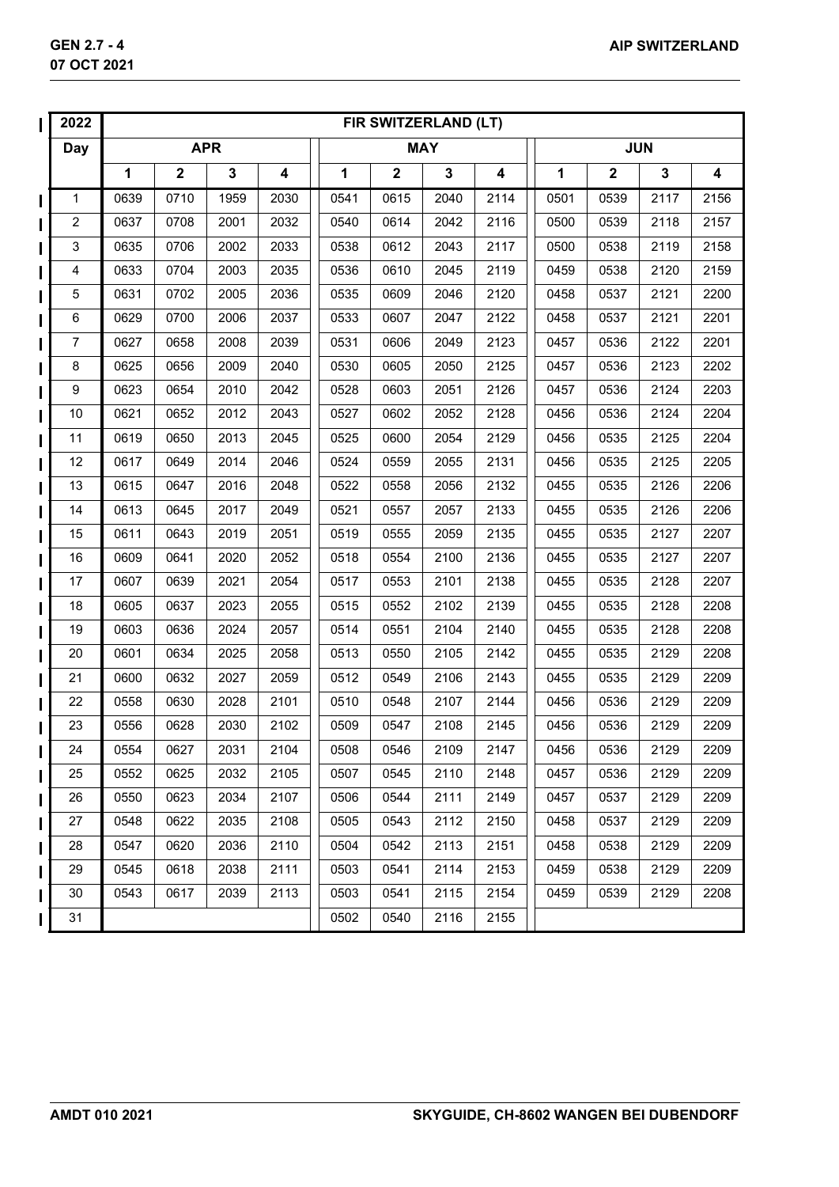| 2022 | FIR SWITZERLAND (LT) | | | | | | | | | | | |
|---|---|---|---|---|---|---|---|---|---|---|---|---|
| Day | APR | | | | MAY | | | | JUN | | | |
| | 1 | 2 | 3 | 4 | 1 | 2 | 3 | 4 | 1 | 2 | 3 | 4 |
| 1 | 0639 | 0710 | 1959 | 2030 | 0541 | 0615 | 2040 | 2114 | 0501 | 0539 | 2117 | 2156 |
| 2 | 0637 | 0708 | 2001 | 2032 | 0540 | 0614 | 2042 | 2116 | 0500 | 0539 | 2118 | 2157 |
| 3 | 0635 | 0706 | 2002 | 2033 | 0538 | 0612 | 2043 | 2117 | 0500 | 0538 | 2119 | 2158 |
| 4 | 0633 | 0704 | 2003 | 2035 | 0536 | 0610 | 2045 | 2119 | 0459 | 0538 | 2120 | 2159 |
| 5 | 0631 | 0702 | 2005 | 2036 | 0535 | 0609 | 2046 | 2120 | 0458 | 0537 | 2121 | 2200 |
| 6 | 0629 | 0700 | 2006 | 2037 | 0533 | 0607 | 2047 | 2122 | 0458 | 0537 | 2121 | 2201 |
| 7 | 0627 | 0658 | 2008 | 2039 | 0531 | 0606 | 2049 | 2123 | 0457 | 0536 | 2122 | 2201 |
| 8 | 0625 | 0656 | 2009 | 2040 | 0530 | 0605 | 2050 | 2125 | 0457 | 0536 | 2123 | 2202 |
| 9 | 0623 | 0654 | 2010 | 2042 | 0528 | 0603 | 2051 | 2126 | 0457 | 0536 | 2124 | 2203 |
| 10 | 0621 | 0652 | 2012 | 2043 | 0527 | 0602 | 2052 | 2128 | 0456 | 0536 | 2124 | 2204 |
| 11 | 0619 | 0650 | 2013 | 2045 | 0525 | 0600 | 2054 | 2129 | 0456 | 0535 | 2125 | 2204 |
| 12 | 0617 | 0649 | 2014 | 2046 | 0524 | 0559 | 2055 | 2131 | 0456 | 0535 | 2125 | 2205 |
| 13 | 0615 | 0647 | 2016 | 2048 | 0522 | 0558 | 2056 | 2132 | 0455 | 0535 | 2126 | 2206 |
| 14 | 0613 | 0645 | 2017 | 2049 | 0521 | 0557 | 2057 | 2133 | 0455 | 0535 | 2126 | 2206 |
| 15 | 0611 | 0643 | 2019 | 2051 | 0519 | 0555 | 2059 | 2135 | 0455 | 0535 | 2127 | 2207 |
| 16 | 0609 | 0641 | 2020 | 2052 | 0518 | 0554 | 2100 | 2136 | 0455 | 0535 | 2127 | 2207 |
| 17 | 0607 | 0639 | 2021 | 2054 | 0517 | 0553 | 2101 | 2138 | 0455 | 0535 | 2128 | 2207 |
| 18 | 0605 | 0637 | 2023 | 2055 | 0515 | 0552 | 2102 | 2139 | 0455 | 0535 | 2128 | 2208 |
| 19 | 0603 | 0636 | 2024 | 2057 | 0514 | 0551 | 2104 | 2140 | 0455 | 0535 | 2128 | 2208 |
| 20 | 0601 | 0634 | 2025 | 2058 | 0513 | 0550 | 2105 | 2142 | 0455 | 0535 | 2129 | 2208 |
| 21 | 0600 | 0632 | 2027 | 2059 | 0512 | 0549 | 2106 | 2143 | 0455 | 0535 | 2129 | 2209 |
| 22 | 0558 | 0630 | 2028 | 2101 | 0510 | 0548 | 2107 | 2144 | 0456 | 0536 | 2129 | 2209 |
| 23 | 0556 | 0628 | 2030 | 2102 | 0509 | 0547 | 2108 | 2145 | 0456 | 0536 | 2129 | 2209 |
| 24 | 0554 | 0627 | 2031 | 2104 | 0508 | 0546 | 2109 | 2147 | 0456 | 0536 | 2129 | 2209 |
| 25 | 0552 | 0625 | 2032 | 2105 | 0507 | 0545 | 2110 | 2148 | 0457 | 0536 | 2129 | 2209 |
| 26 | 0550 | 0623 | 2034 | 2107 | 0506 | 0544 | 2111 | 2149 | 0457 | 0537 | 2129 | 2209 |
| 27 | 0548 | 0622 | 2035 | 2108 | 0505 | 0543 | 2112 | 2150 | 0458 | 0537 | 2129 | 2209 |
| 28 | 0547 | 0620 | 2036 | 2110 | 0504 | 0542 | 2113 | 2151 | 0458 | 0538 | 2129 | 2209 |
| 29 | 0545 | 0618 | 2038 | 2111 | 0503 | 0541 | 2114 | 2153 | 0459 | 0538 | 2129 | 2209 |
| 30 | 0543 | 0617 | 2039 | 2113 | 0503 | 0541 | 2115 | 2154 | 0459 | 0539 | 2129 | 2208 |
| 31 | | | | | 0502 | 0540 | 2116 | 2155 | | | | |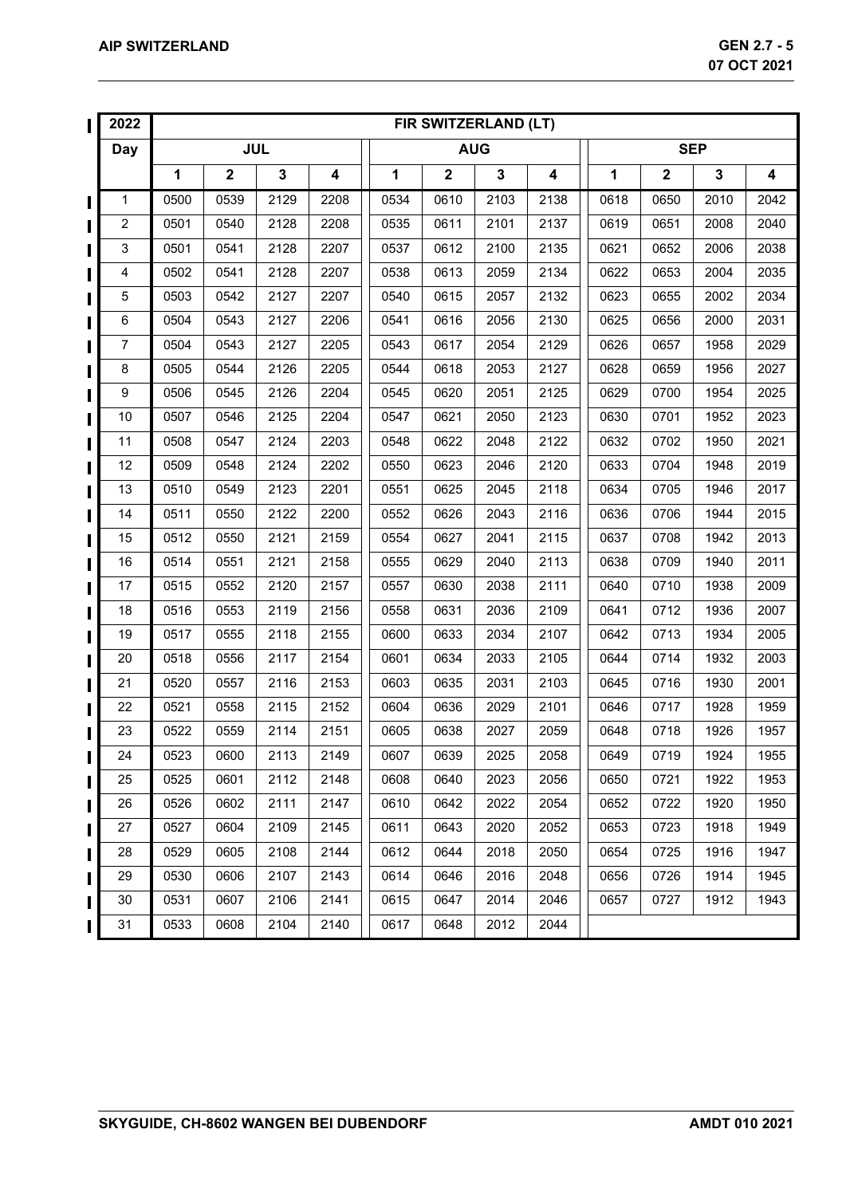| 2022 | FIR SWITZERLAND (LT) | | | | | | | | | | | |
|---|---|---|---|---|---|---|---|---|---|---|---|---|
| Day | JUL | | | | AUG | | | | SEP | | | |
| | 1 | 2 | 3 | 4 | 1 | 2 | 3 | 4 | 1 | 2 | 3 | 4 |
| 1 | 0500 | 0539 | 2129 | 2208 | 0534 | 0610 | 2103 | 2138 | 0618 | 0650 | 2010 | 2042 |
| 2 | 0501 | 0540 | 2128 | 2208 | 0535 | 0611 | 2101 | 2137 | 0619 | 0651 | 2008 | 2040 |
| 3 | 0501 | 0541 | 2128 | 2207 | 0537 | 0612 | 2100 | 2135 | 0621 | 0652 | 2006 | 2038 |
| 4 | 0502 | 0541 | 2128 | 2207 | 0538 | 0613 | 2059 | 2134 | 0622 | 0653 | 2004 | 2035 |
| 5 | 0503 | 0542 | 2127 | 2207 | 0540 | 0615 | 2057 | 2132 | 0623 | 0655 | 2002 | 2034 |
| 6 | 0504 | 0543 | 2127 | 2206 | 0541 | 0616 | 2056 | 2130 | 0625 | 0656 | 2000 | 2031 |
| 7 | 0504 | 0543 | 2127 | 2205 | 0543 | 0617 | 2054 | 2129 | 0626 | 0657 | 1958 | 2029 |
| 8 | 0505 | 0544 | 2126 | 2205 | 0544 | 0618 | 2053 | 2127 | 0628 | 0659 | 1956 | 2027 |
| 9 | 0506 | 0545 | 2126 | 2204 | 0545 | 0620 | 2051 | 2125 | 0629 | 0700 | 1954 | 2025 |
| 10 | 0507 | 0546 | 2125 | 2204 | 0547 | 0621 | 2050 | 2123 | 0630 | 0701 | 1952 | 2023 |
| 11 | 0508 | 0547 | 2124 | 2203 | 0548 | 0622 | 2048 | 2122 | 0632 | 0702 | 1950 | 2021 |
| 12 | 0509 | 0548 | 2124 | 2202 | 0550 | 0623 | 2046 | 2120 | 0633 | 0704 | 1948 | 2019 |
| 13 | 0510 | 0549 | 2123 | 2201 | 0551 | 0625 | 2045 | 2118 | 0634 | 0705 | 1946 | 2017 |
| 14 | 0511 | 0550 | 2122 | 2200 | 0552 | 0626 | 2043 | 2116 | 0636 | 0706 | 1944 | 2015 |
| 15 | 0512 | 0550 | 2121 | 2159 | 0554 | 0627 | 2041 | 2115 | 0637 | 0708 | 1942 | 2013 |
| 16 | 0514 | 0551 | 2121 | 2158 | 0555 | 0629 | 2040 | 2113 | 0638 | 0709 | 1940 | 2011 |
| 17 | 0515 | 0552 | 2120 | 2157 | 0557 | 0630 | 2038 | 2111 | 0640 | 0710 | 1938 | 2009 |
| 18 | 0516 | 0553 | 2119 | 2156 | 0558 | 0631 | 2036 | 2109 | 0641 | 0712 | 1936 | 2007 |
| 19 | 0517 | 0555 | 2118 | 2155 | 0600 | 0633 | 2034 | 2107 | 0642 | 0713 | 1934 | 2005 |
| 20 | 0518 | 0556 | 2117 | 2154 | 0601 | 0634 | 2033 | 2105 | 0644 | 0714 | 1932 | 2003 |
| 21 | 0520 | 0557 | 2116 | 2153 | 0603 | 0635 | 2031 | 2103 | 0645 | 0716 | 1930 | 2001 |
| 22 | 0521 | 0558 | 2115 | 2152 | 0604 | 0636 | 2029 | 2101 | 0646 | 0717 | 1928 | 1959 |
| 23 | 0522 | 0559 | 2114 | 2151 | 0605 | 0638 | 2027 | 2059 | 0648 | 0718 | 1926 | 1957 |
| 24 | 0523 | 0600 | 2113 | 2149 | 0607 | 0639 | 2025 | 2058 | 0649 | 0719 | 1924 | 1955 |
| 25 | 0525 | 0601 | 2112 | 2148 | 0608 | 0640 | 2023 | 2056 | 0650 | 0721 | 1922 | 1953 |
| 26 | 0526 | 0602 | 2111 | 2147 | 0610 | 0642 | 2022 | 2054 | 0652 | 0722 | 1920 | 1950 |
| 27 | 0527 | 0604 | 2109 | 2145 | 0611 | 0643 | 2020 | 2052 | 0653 | 0723 | 1918 | 1949 |
| 28 | 0529 | 0605 | 2108 | 2144 | 0612 | 0644 | 2018 | 2050 | 0654 | 0725 | 1916 | 1947 |
| 29 | 0530 | 0606 | 2107 | 2143 | 0614 | 0646 | 2016 | 2048 | 0656 | 0726 | 1914 | 1945 |
| 30 | 0531 | 0607 | 2106 | 2141 | 0615 | 0647 | 2014 | 2046 | 0657 | 0727 | 1912 | 1943 |
| 31 | 0533 | 0608 | 2104 | 2140 | 0617 | 0648 | 2012 | 2044 | | | | |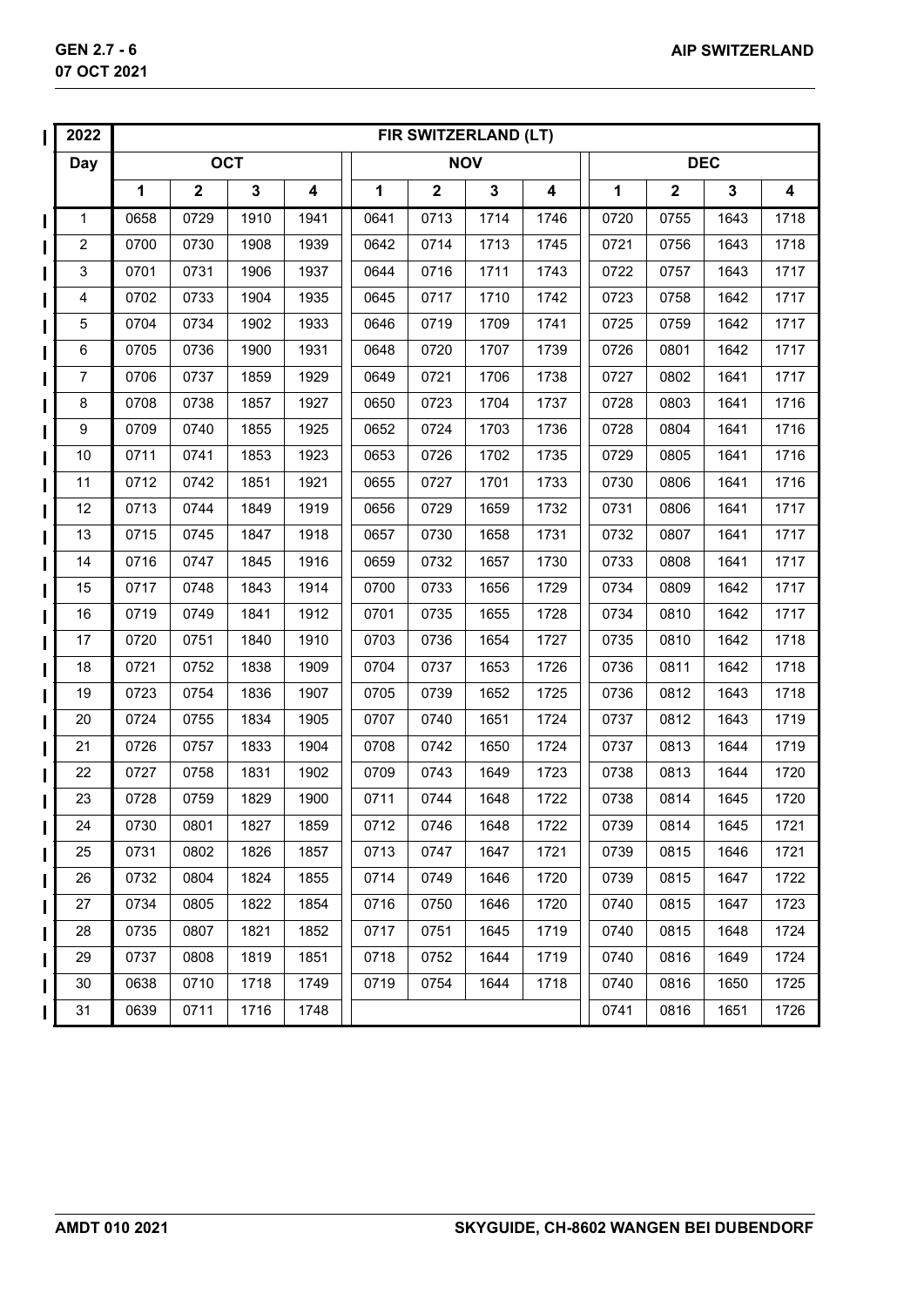| 2022 | FIR SWITZERLAND (LT) | | | | | | | | | | | |
|---|---|---|---|---|---|---|---|---|---|---|---|---|
| Day | OCT | | | | NOV | | | | DEC | | | |
| | 1 | 2 | 3 | 4 | 1 | 2 | 3 | 4 | 1 | 2 | 3 | 4 |
| 1 | 0658 | 0729 | 1910 | 1941 | 0641 | 0713 | 1714 | 1746 | 0720 | 0755 | 1643 | 1718 |
| 2 | 0700 | 0730 | 1908 | 1939 | 0642 | 0714 | 1713 | 1745 | 0721 | 0756 | 1643 | 1718 |
| 3 | 0701 | 0731 | 1906 | 1937 | 0644 | 0716 | 1711 | 1743 | 0722 | 0757 | 1643 | 1717 |
| 4 | 0702 | 0733 | 1904 | 1935 | 0645 | 0717 | 1710 | 1742 | 0723 | 0758 | 1642 | 1717 |
| 5 | 0704 | 0734 | 1902 | 1933 | 0646 | 0719 | 1709 | 1741 | 0725 | 0759 | 1642 | 1717 |
| 6 | 0705 | 0736 | 1900 | 1931 | 0648 | 0720 | 1707 | 1739 | 0726 | 0801 | 1642 | 1717 |
| 7 | 0706 | 0737 | 1859 | 1929 | 0649 | 0721 | 1706 | 1738 | 0727 | 0802 | 1641 | 1717 |
| 8 | 0708 | 0738 | 1857 | 1927 | 0650 | 0723 | 1704 | 1737 | 0728 | 0803 | 1641 | 1716 |
| 9 | 0709 | 0740 | 1855 | 1925 | 0652 | 0724 | 1703 | 1736 | 0728 | 0804 | 1641 | 1716 |
| 10 | 0711 | 0741 | 1853 | 1923 | 0653 | 0726 | 1702 | 1735 | 0729 | 0805 | 1641 | 1716 |
| 11 | 0712 | 0742 | 1851 | 1921 | 0655 | 0727 | 1701 | 1733 | 0730 | 0806 | 1641 | 1716 |
| 12 | 0713 | 0744 | 1849 | 1919 | 0656 | 0729 | 1659 | 1732 | 0731 | 0806 | 1641 | 1717 |
| 13 | 0715 | 0745 | 1847 | 1918 | 0657 | 0730 | 1658 | 1731 | 0732 | 0807 | 1641 | 1717 |
| 14 | 0716 | 0747 | 1845 | 1916 | 0659 | 0732 | 1657 | 1730 | 0733 | 0808 | 1641 | 1717 |
| 15 | 0717 | 0748 | 1843 | 1914 | 0700 | 0733 | 1656 | 1729 | 0734 | 0809 | 1642 | 1717 |
| 16 | 0719 | 0749 | 1841 | 1912 | 0701 | 0735 | 1655 | 1728 | 0734 | 0810 | 1642 | 1717 |
| 17 | 0720 | 0751 | 1840 | 1910 | 0703 | 0736 | 1654 | 1727 | 0735 | 0810 | 1642 | 1718 |
| 18 | 0721 | 0752 | 1838 | 1909 | 0704 | 0737 | 1653 | 1726 | 0736 | 0811 | 1642 | 1718 |
| 19 | 0723 | 0754 | 1836 | 1907 | 0705 | 0739 | 1652 | 1725 | 0736 | 0812 | 1643 | 1718 |
| 20 | 0724 | 0755 | 1834 | 1905 | 0707 | 0740 | 1651 | 1724 | 0737 | 0812 | 1643 | 1719 |
| 21 | 0726 | 0757 | 1833 | 1904 | 0708 | 0742 | 1650 | 1724 | 0737 | 0813 | 1644 | 1719 |
| 22 | 0727 | 0758 | 1831 | 1902 | 0709 | 0743 | 1649 | 1723 | 0738 | 0813 | 1644 | 1720 |
| 23 | 0728 | 0759 | 1829 | 1900 | 0711 | 0744 | 1648 | 1722 | 0738 | 0814 | 1645 | 1720 |
| 24 | 0730 | 0801 | 1827 | 1859 | 0712 | 0746 | 1648 | 1722 | 0739 | 0814 | 1645 | 1721 |
| 25 | 0731 | 0802 | 1826 | 1857 | 0713 | 0747 | 1647 | 1721 | 0739 | 0815 | 1646 | 1721 |
| 26 | 0732 | 0804 | 1824 | 1855 | 0714 | 0749 | 1646 | 1720 | 0739 | 0815 | 1647 | 1722 |
| 27 | 0734 | 0805 | 1822 | 1854 | 0716 | 0750 | 1646 | 1720 | 0740 | 0815 | 1647 | 1723 |
| 28 | 0735 | 0807 | 1821 | 1852 | 0717 | 0751 | 1645 | 1719 | 0740 | 0815 | 1648 | 1724 |
| 29 | 0737 | 0808 | 1819 | 1851 | 0718 | 0752 | 1644 | 1719 | 0740 | 0816 | 1649 | 1724 |
| 30 | 0638 | 0710 | 1718 | 1749 | 0719 | 0754 | 1644 | 1718 | 0740 | 0816 | 1650 | 1725 |
| 31 | 0639 | 0711 | 1716 | 1748 | | | | | 0741 | 0816 | 1651 | 1726 |